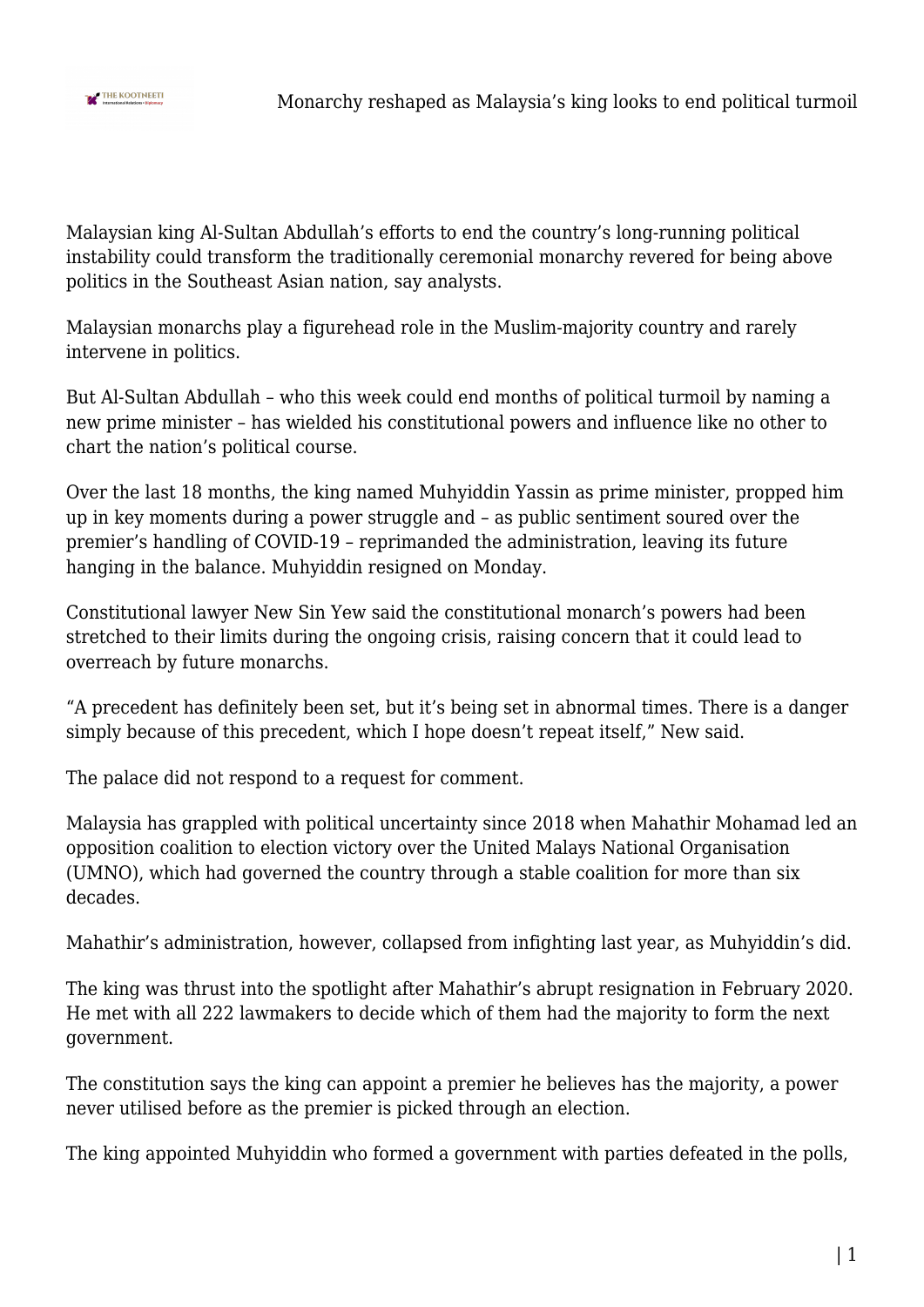Malaysian king Al-Sultan Abdullah's efforts to end the country's long-running political instability could transform the traditionally ceremonial monarchy revered for being above politics in the Southeast Asian nation, say analysts.

Malaysian monarchs play a figurehead role in the Muslim-majority country and rarely intervene in politics.

But Al-Sultan Abdullah – who this week could end months of political turmoil by naming a new prime minister – has wielded his constitutional powers and influence like no other to chart the nation's political course.

Over the last 18 months, the king named Muhyiddin Yassin as prime minister, propped him up in key moments during a power struggle and – as public sentiment soured over the premier's handling of COVID-19 – reprimanded the administration, leaving its future hanging in the balance. Muhyiddin resigned on Monday.

Constitutional lawyer New Sin Yew said the constitutional monarch's powers had been stretched to their limits during the ongoing crisis, raising concern that it could lead to overreach by future monarchs.

"A precedent has definitely been set, but it's being set in abnormal times. There is a danger simply because of this precedent, which I hope doesn't repeat itself," New said.

The palace did not respond to a request for comment.

Malaysia has grappled with political uncertainty since 2018 when Mahathir Mohamad led an opposition coalition to election victory over the United Malays National Organisation (UMNO), which had governed the country through a stable coalition for more than six decades.

Mahathir's administration, however, collapsed from infighting last year, as Muhyiddin's did.

The king was thrust into the spotlight after Mahathir's abrupt resignation in February 2020. He met with all 222 lawmakers to decide which of them had the majority to form the next government.

The constitution says the king can appoint a premier he believes has the majority, a power never utilised before as the premier is picked through an election.

The king appointed Muhyiddin who formed a government with parties defeated in the polls,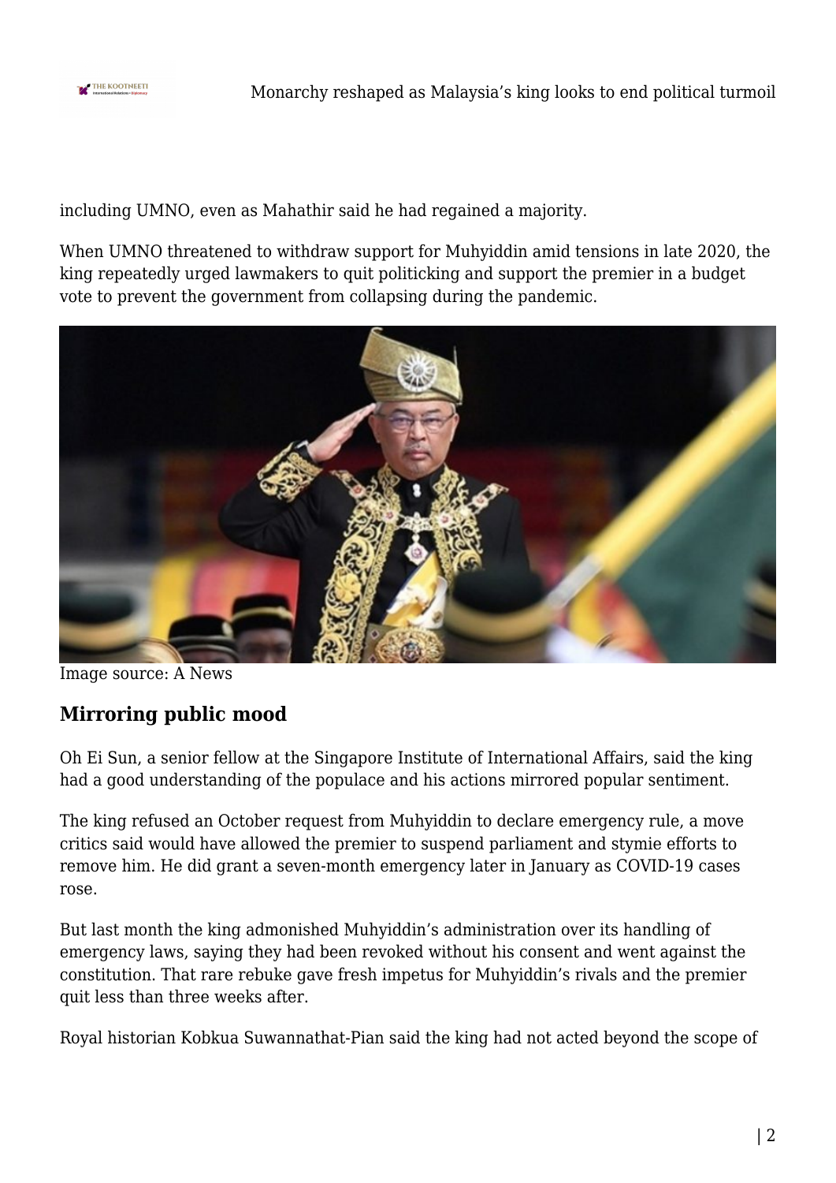including UMNO, even as Mahathir said he had regained a majority.

When UMNO threatened to withdraw support for Muhyiddin amid tensions in late 2020, the king repeatedly urged lawmakers to quit politicking and support the premier in a budget vote to prevent the government from collapsing during the pandemic.

Image source: A News

## Mirroring public mood

Oh Ei Sun, a senior fellow at the Singapore Institute of International Affairs, said the king had a good understanding of the populace and his actions mirrored popular sentiment.

The king refused an October request from Muhyiddin to declare emergency rule, a move critics said would have allowed the premier to suspend parliament and stymie efforts to remove him. He did grant a seven-month emergency later in January as COVID-19 cases rose.

But last month the king admonished Muhyiddin's administration over its handling of emergency laws, saying they had been revoked without his consent and went against the constitution. That rare rebuke gave fresh impetus for Muhyiddin's rivals and the premier quit less than three weeks after.

Royal historian Kobkua Suwannathat-Pian said the king had not acted beyond the scope of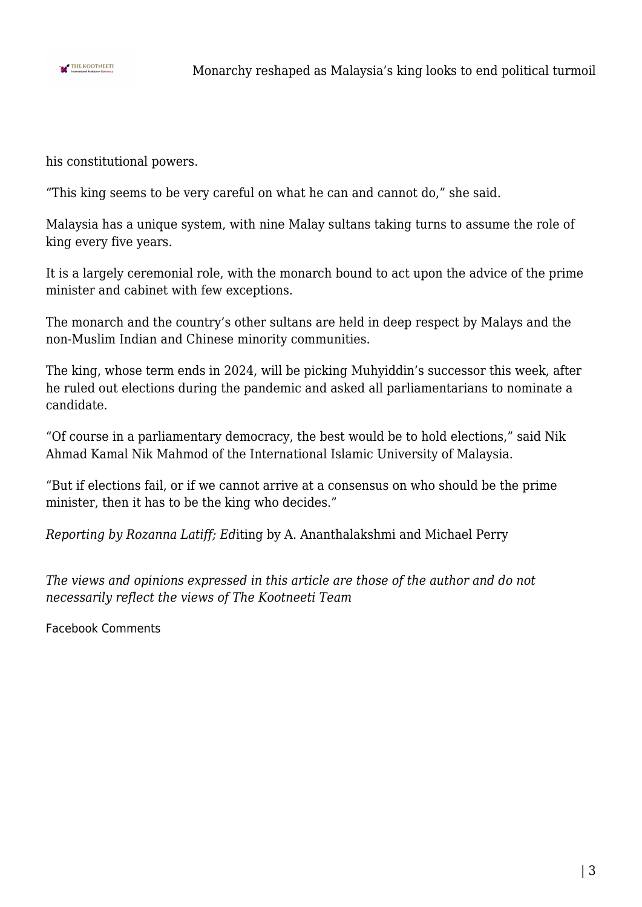his constitutional powers.

"This king seems to be very careful on what he can and cannot do," she said.

Malaysia has a unique system, with nine Malay sultans taking turns to assume the role of king every five years.

It is a largely ceremonial role, with the monarch bound to act upon the advice of the prime minister and cabinet with few exceptions.

The monarch and the country's other sultans are held in deep respect by Malays and the non-Muslim Indian and Chinese minority communities.

The king, whose term ends in 2024, will be picking Muhyiddin's successor this week, after he ruled out elections during the pandemic and asked all parliamentarians to nominate a candidate.

"Of course in a parliamentary democracy, the best would be to hold elections," said Nik Ahmad Kamal Nik Mahmod of the International Islamic University of Malaysia.

"But if elections fail, or if we cannot arrive at a consensus on who should be the prime minister, then it has to be the king who decides."

*Reporting by Rozanna Latiff; Ed*iting by A. Ananthalakshmi and Michael Perry

*The views and opinions expressed in this article are those of the author and do not necessarily reflect the views of The Kootneeti Team*

Facebook Comments